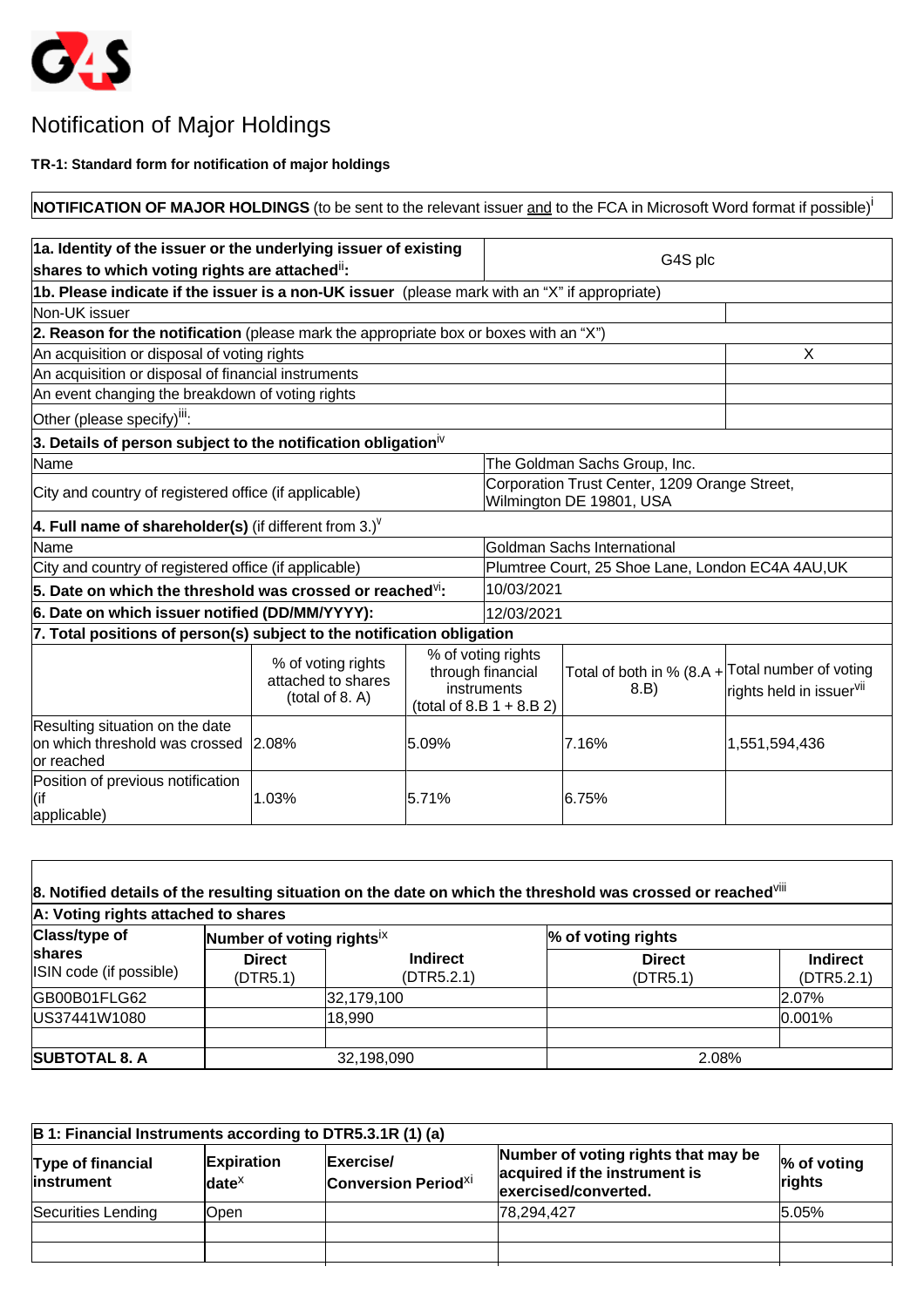# Notification of Major Holdings

**TR-1: Standard form for notification of major holdings**

| **NOTIFICATION OF MAJOR HOLDINGS** (to be sent to the relevant issuer and to the FCA in Microsoft Word format if possible)[i] |
|---|

| | |
|---|---|
| **1a. Identity of the issuer or the underlying issuer of existing shares to which voting rights are attached[ii]:** | G4S plc |
| **1b. Please indicate if the issuer is a non-UK issuer** (please mark with an "X" if appropriate) | |
| Non-UK issuer | |
| **2. Reason for the notification** (please mark the appropriate box or boxes with an "X") | |
| An acquisition or disposal of voting rights | X |
| An acquisition or disposal of financial instruments | |
| An event changing the breakdown of voting rights | |
| Other (please specify)[iii]: | |
| **3. Details of person subject to the notification obligation[iv]** | |
| Name | The Goldman Sachs Group, Inc. |
| City and country of registered office (if applicable) | Corporation Trust Center, 1209 Orange Street, Wilmington DE 19801, USA |
| **4. Full name of shareholder(s)** (if different from 3.)[v] | |
| Name | Goldman Sachs International |
| City and country of registered office (if applicable) | Plumtree Court, 25 Shoe Lane, London EC4A 4AU,UK |
| **5. Date on which the threshold was crossed or reached[vi]:** | 10/03/2021 |
| **6. Date on which issuer notified (DD/MM/YYYY):** | 12/03/2021 |

**7. Total positions of person(s) subject to the notification obligation**

| | % of voting rights attached to shares (total of 8. A) | % of voting rights through financial instruments (total of 8.B 1 + 8.B 2) | Total of both in % (8.A + 8.B) | Total number of voting rights held in issuer[vii] |
|---|---|---|---|---|
| Resulting situation on the date on which threshold was crossed or reached | 2.08% | 5.09% | 7.16% | 1,551,594,436 |
| Position of previous notification (if applicable) | 1.03% | 5.71% | 6.75% | |

**8. Notified details of the resulting situation on the date on which the threshold was crossed or reached[viii]**

**A: Voting rights attached to shares**

| **Class/type of shares** ISIN code (if possible) | **Number of voting rights[ix]** | | **% of voting rights** | |
|---|---|---|---|---|
| | **Direct** (DTR5.1) | **Indirect** (DTR5.2.1) | **Direct** (DTR5.1) | **Indirect** (DTR5.2.1) |
| GB00B01FLG62 | | 32,179,100 | | 2.07% |
| US37441W1080 | | 18,990 | | 0.001% |
| | | | | |
| **SUBTOTAL 8. A** | 32,198,090 | | 2.08% | |

| **B 1: Financial Instruments according to DTR5.3.1R (1) (a)** | | | | |
|---|---|---|---|---|
| **Type of financial instrument** | **Expiration date[x]** | **Exercise/ Conversion Period[xi]** | **Number of voting rights that may be acquired if the instrument is exercised/converted.** | **% of voting rights** |
| Securities Lending | Open | | 78,294,427 | 5.05% |
| | | | | |
| | | | | |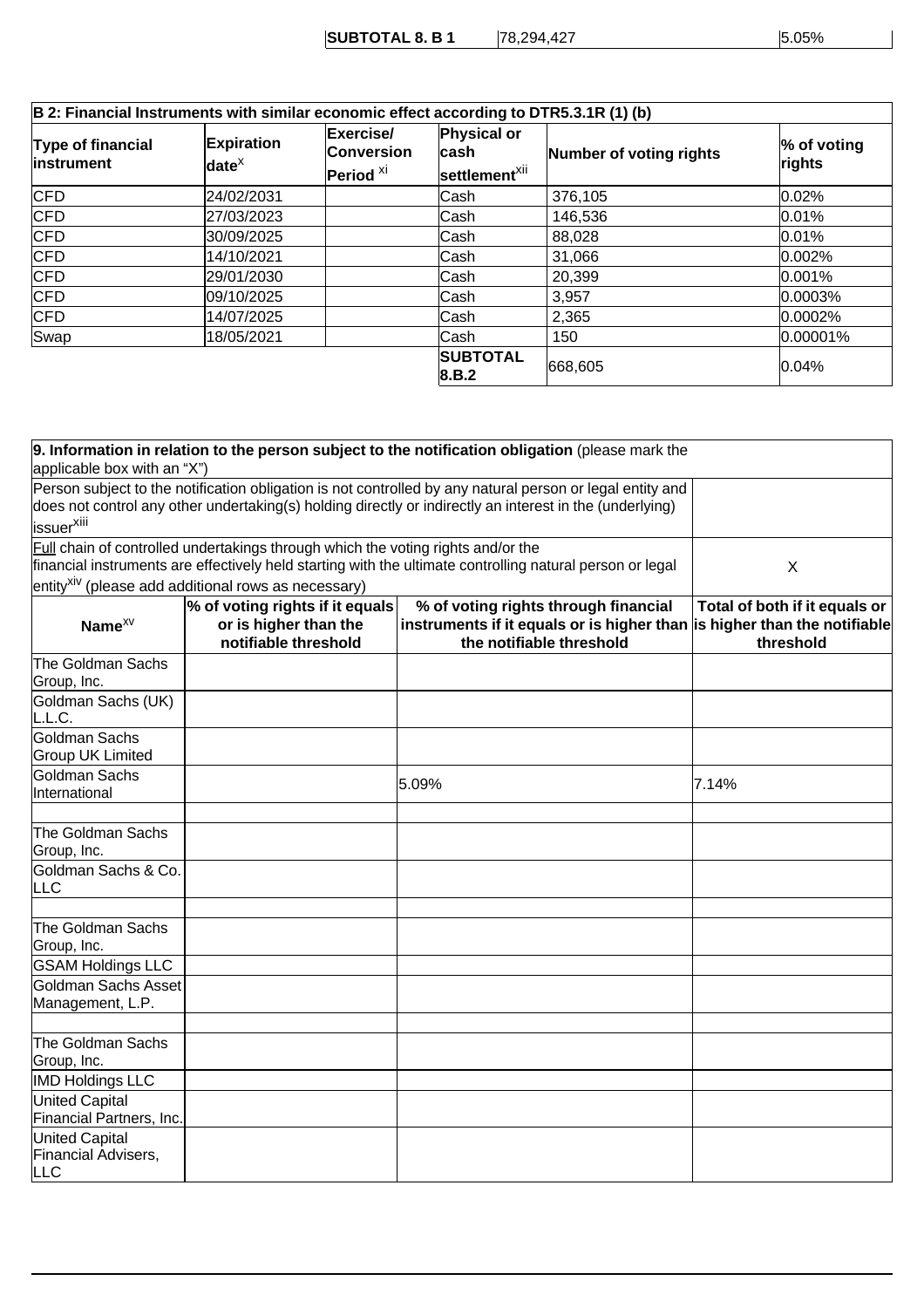| | | |
|---|---|---|
| **SUBTOTAL 8. B 1** | 78,294,427 | 5.05% |

| **B 2: Financial Instruments with similar economic effect according to DTR5.3.1R (1) (b)** | | | | | |
|---|---|---|---|---|---|
| **Type of financial instrument** | **Expiration date**[x] | **Exercise/ Conversion Period** [xi] | **Physical or cash settlement**[xii] | **Number of voting rights** | **% of voting rights** |
| CFD | 24/02/2031 | | Cash | 376,105 | 0.02% |
| CFD | 27/03/2023 | | Cash | 146,536 | 0.01% |
| CFD | 30/09/2025 | | Cash | 88,028 | 0.01% |
| CFD | 14/10/2021 | | Cash | 31,066 | 0.002% |
| CFD | 29/01/2030 | | Cash | 20,399 | 0.001% |
| CFD | 09/10/2025 | | Cash | 3,957 | 0.0003% |
| CFD | 14/07/2025 | | Cash | 2,365 | 0.0002% |
| Swap | 18/05/2021 | | Cash | 150 | 0.00001% |
| | | | **SUBTOTAL 8.B.2** | 668,605 | 0.04% |

| **9. Information in relation to the person subject to the notification obligation** (please mark the applicable box with an "X") | | | |
|---|---|---|---|
| Person subject to the notification obligation is not controlled by any natural person or legal entity and does not control any other undertaking(s) holding directly or indirectly an interest in the (underlying) issuer[xiii] | | | |
| Full chain of controlled undertakings through which the voting rights and/or the financial instruments are effectively held starting with the ultimate controlling natural person or legal entity[xiv] (please add additional rows as necessary) | | | X |
| **Name**[xv] | **% of voting rights if it equals or is higher than the notifiable threshold** | **% of voting rights through financial instruments if it equals or is higher than the notifiable threshold** | **Total of both if it equals or is higher than the notifiable threshold** |
| The Goldman Sachs Group, Inc. | | | |
| Goldman Sachs (UK) L.L.C. | | | |
| Goldman Sachs Group UK Limited | | | |
| Goldman Sachs International | | 5.09% | 7.14% |
| | | | |
| The Goldman Sachs Group, Inc. | | | |
| Goldman Sachs & Co. LLC | | | |
| | | | |
| The Goldman Sachs Group, Inc. | | | |
| GSAM Holdings LLC | | | |
| Goldman Sachs Asset Management, L.P. | | | |
| | | | |
| The Goldman Sachs Group, Inc. | | | |
| IMD Holdings LLC | | | |
| United Capital Financial Partners, Inc. | | | |
| United Capital Financial Advisers, LLC | | | |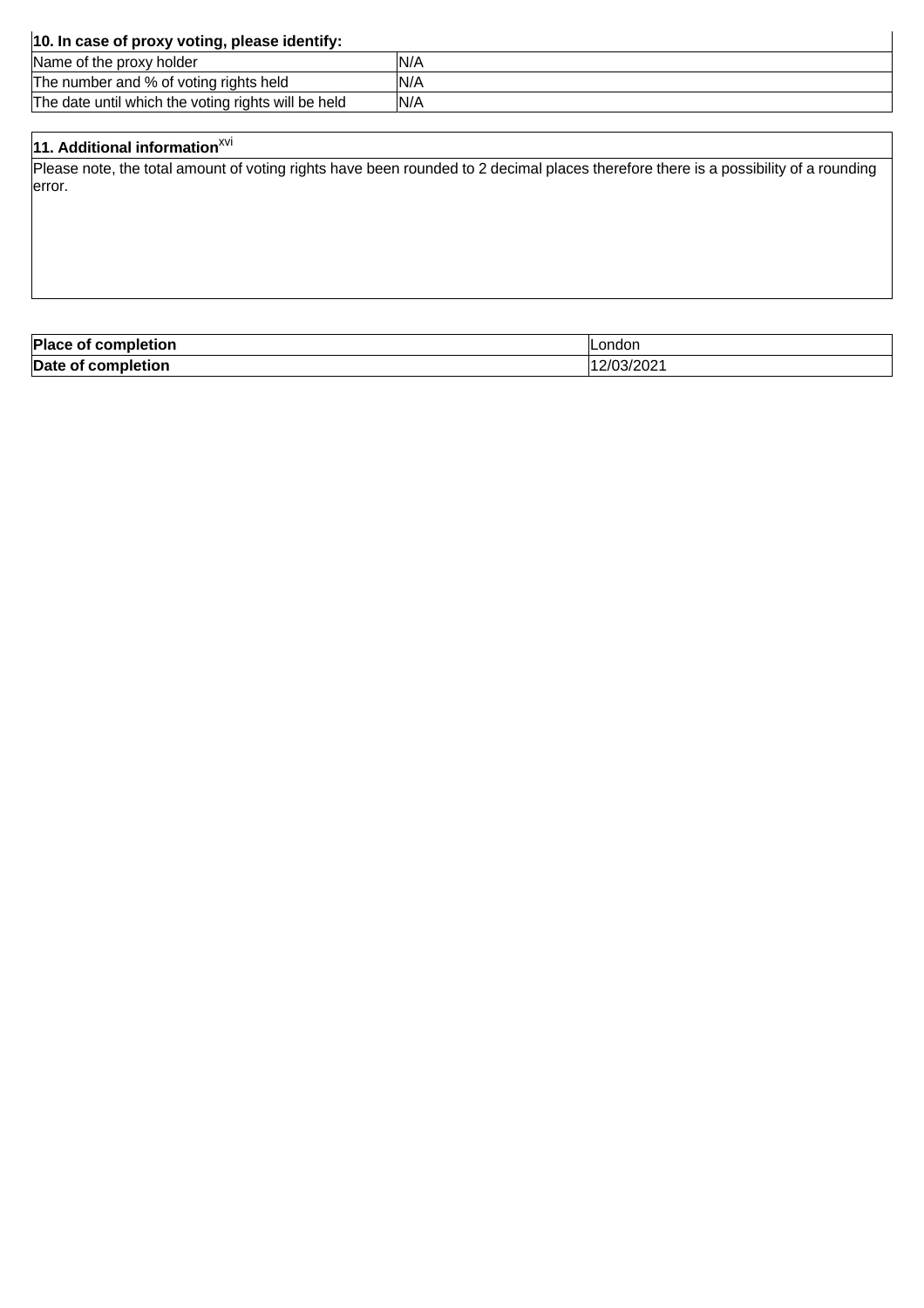| 10. In case of proxy voting, please identify: | |
|---|---|
| Name of the proxy holder | N/A |
| The number and % of voting rights held | N/A |
| The date until which the voting rights will be held | N/A |

**11. Additional information**[xvi]

Please note, the total amount of voting rights have been rounded to 2 decimal places therefore there is a possibility of a rounding error.

| | |
|---|---|
| **Place of completion** | London |
| **Date of completion** | 12/03/2021 |